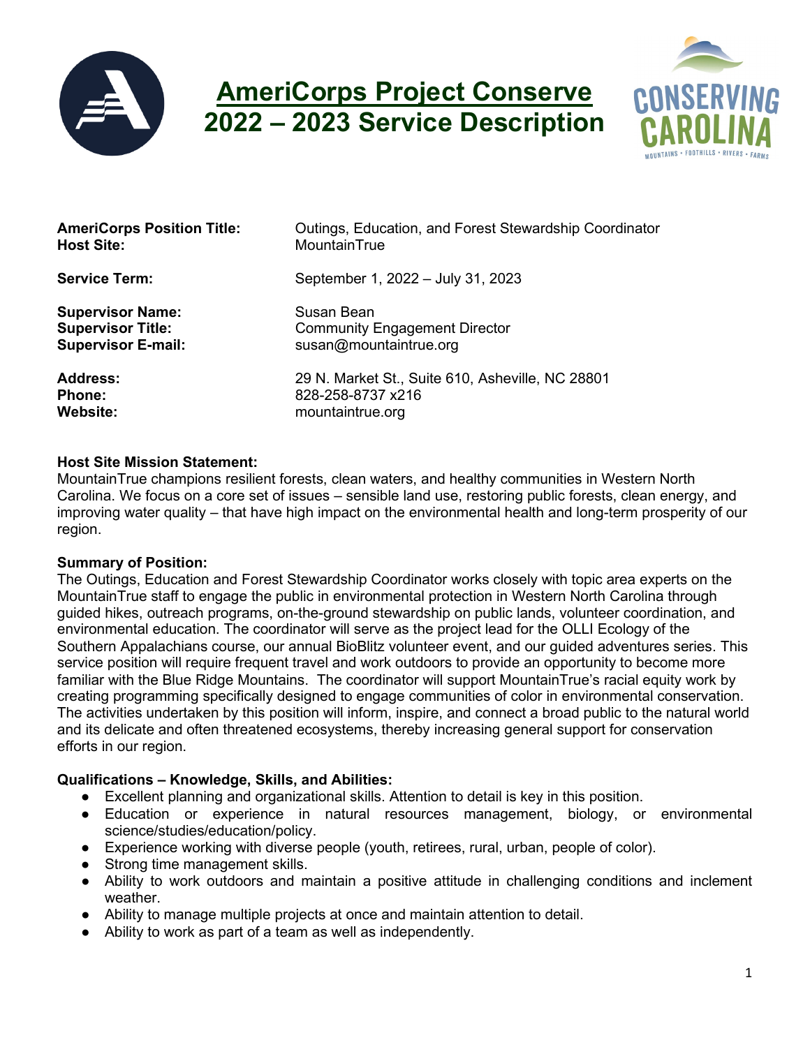# AmeriCorps Project Conserve
# 2022 – 2023 Service Description

| | |
|---|---|
| **AmeriCorps Position Title:** | Outings, Education, and Forest Stewardship Coordinator |
| **Host Site:** | MountainTrue |
| **Service Term:** | September 1, 2022 – July 31, 2023 |
| **Supervisor Name:** | Susan Bean |
| **Supervisor Title:** | Community Engagement Director |
| **Supervisor E-mail:** | susan@mountaintrue.org |
| **Address:** | 29 N. Market St., Suite 610, Asheville, NC 28801 |
| **Phone:** | 828-258-8737 x216 |
| **Website:** | mountaintrue.org |

**Host Site Mission Statement:**
MountainTrue champions resilient forests, clean waters, and healthy communities in Western North Carolina. We focus on a core set of issues – sensible land use, restoring public forests, clean energy, and improving water quality – that have high impact on the environmental health and long-term prosperity of our region.

**Summary of Position:**
The Outings, Education and Forest Stewardship Coordinator works closely with topic area experts on the MountainTrue staff to engage the public in environmental protection in Western North Carolina through guided hikes, outreach programs, on-the-ground stewardship on public lands, volunteer coordination, and environmental education. The coordinator will serve as the project lead for the OLLI Ecology of the Southern Appalachians course, our annual BioBlitz volunteer event, and our guided adventures series. This service position will require frequent travel and work outdoors to provide an opportunity to become more familiar with the Blue Ridge Mountains. The coordinator will support MountainTrue's racial equity work by creating programming specifically designed to engage communities of color in environmental conservation. The activities undertaken by this position will inform, inspire, and connect a broad public to the natural world and its delicate and often threatened ecosystems, thereby increasing general support for conservation efforts in our region.

**Qualifications – Knowledge, Skills, and Abilities:**

- Excellent planning and organizational skills. Attention to detail is key in this position.
- Education or experience in natural resources management, biology, or environmental science/studies/education/policy.
- Experience working with diverse people (youth, retirees, rural, urban, people of color).
- Strong time management skills.
- Ability to work outdoors and maintain a positive attitude in challenging conditions and inclement weather.
- Ability to manage multiple projects at once and maintain attention to detail.
- Ability to work as part of a team as well as independently.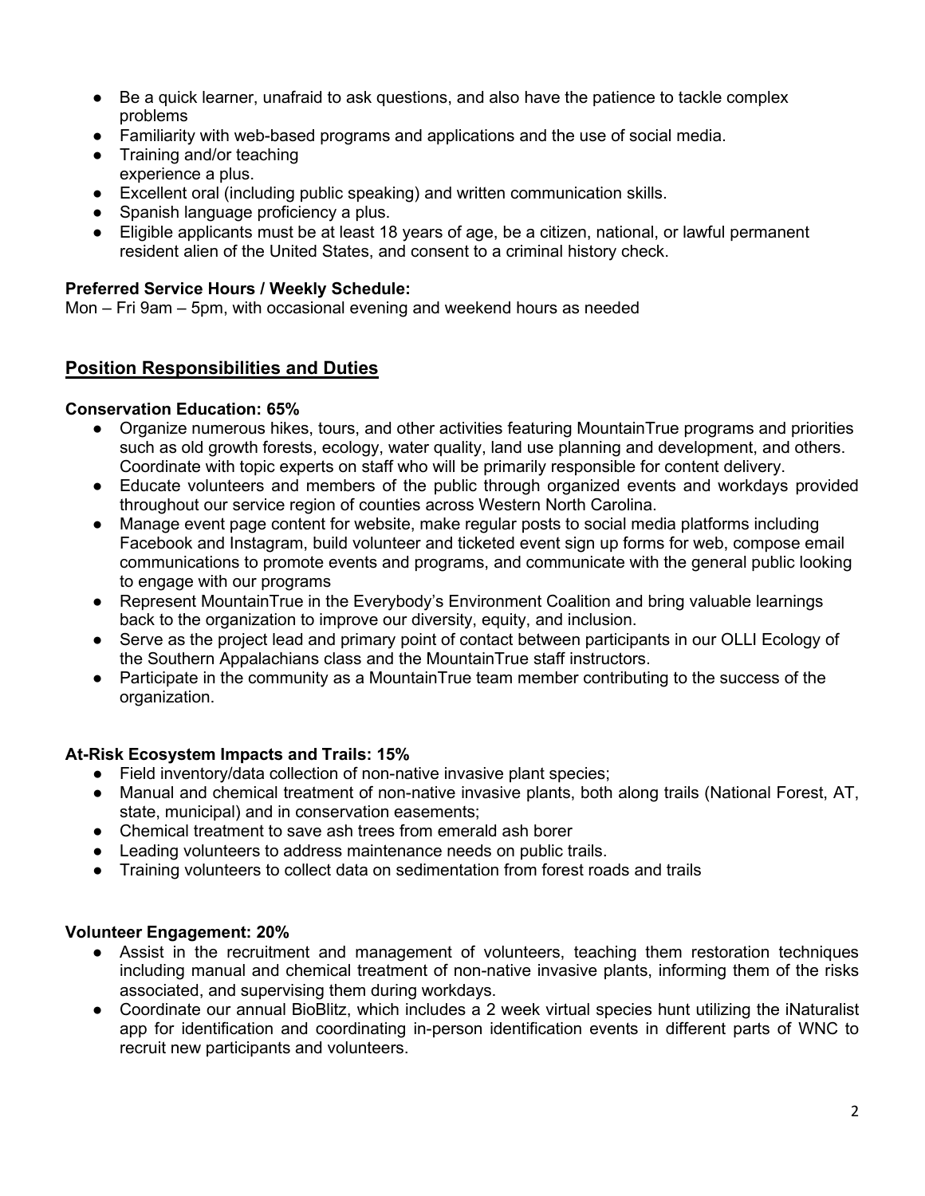- Be a quick learner, unafraid to ask questions, and also have the patience to tackle complex problems
- Familiarity with web-based programs and applications and the use of social media.
- Training and/or teaching experience a plus.
- Excellent oral (including public speaking) and written communication skills.
- Spanish language proficiency a plus.
- Eligible applicants must be at least 18 years of age, be a citizen, national, or lawful permanent resident alien of the United States, and consent to a criminal history check.

**Preferred Service Hours / Weekly Schedule:**
Mon – Fri 9am – 5pm, with occasional evening and weekend hours as needed

## Position Responsibilities and Duties

**Conservation Education: 65%**

- Organize numerous hikes, tours, and other activities featuring MountainTrue programs and priorities such as old growth forests, ecology, water quality, land use planning and development, and others. Coordinate with topic experts on staff who will be primarily responsible for content delivery.
- Educate volunteers and members of the public through organized events and workdays provided throughout our service region of counties across Western North Carolina.
- Manage event page content for website, make regular posts to social media platforms including Facebook and Instagram, build volunteer and ticketed event sign up forms for web, compose email communications to promote events and programs, and communicate with the general public looking to engage with our programs
- Represent MountainTrue in the Everybody's Environment Coalition and bring valuable learnings back to the organization to improve our diversity, equity, and inclusion.
- Serve as the project lead and primary point of contact between participants in our OLLI Ecology of the Southern Appalachians class and the MountainTrue staff instructors.
- Participate in the community as a MountainTrue team member contributing to the success of the organization.

**At-Risk Ecosystem Impacts and Trails: 15%**

- Field inventory/data collection of non-native invasive plant species;
- Manual and chemical treatment of non-native invasive plants, both along trails (National Forest, AT, state, municipal) and in conservation easements;
- Chemical treatment to save ash trees from emerald ash borer
- Leading volunteers to address maintenance needs on public trails.
- Training volunteers to collect data on sedimentation from forest roads and trails

**Volunteer Engagement: 20%**

- Assist in the recruitment and management of volunteers, teaching them restoration techniques including manual and chemical treatment of non-native invasive plants, informing them of the risks associated, and supervising them during workdays.
- Coordinate our annual BioBlitz, which includes a 2 week virtual species hunt utilizing the iNaturalist app for identification and coordinating in-person identification events in different parts of WNC to recruit new participants and volunteers.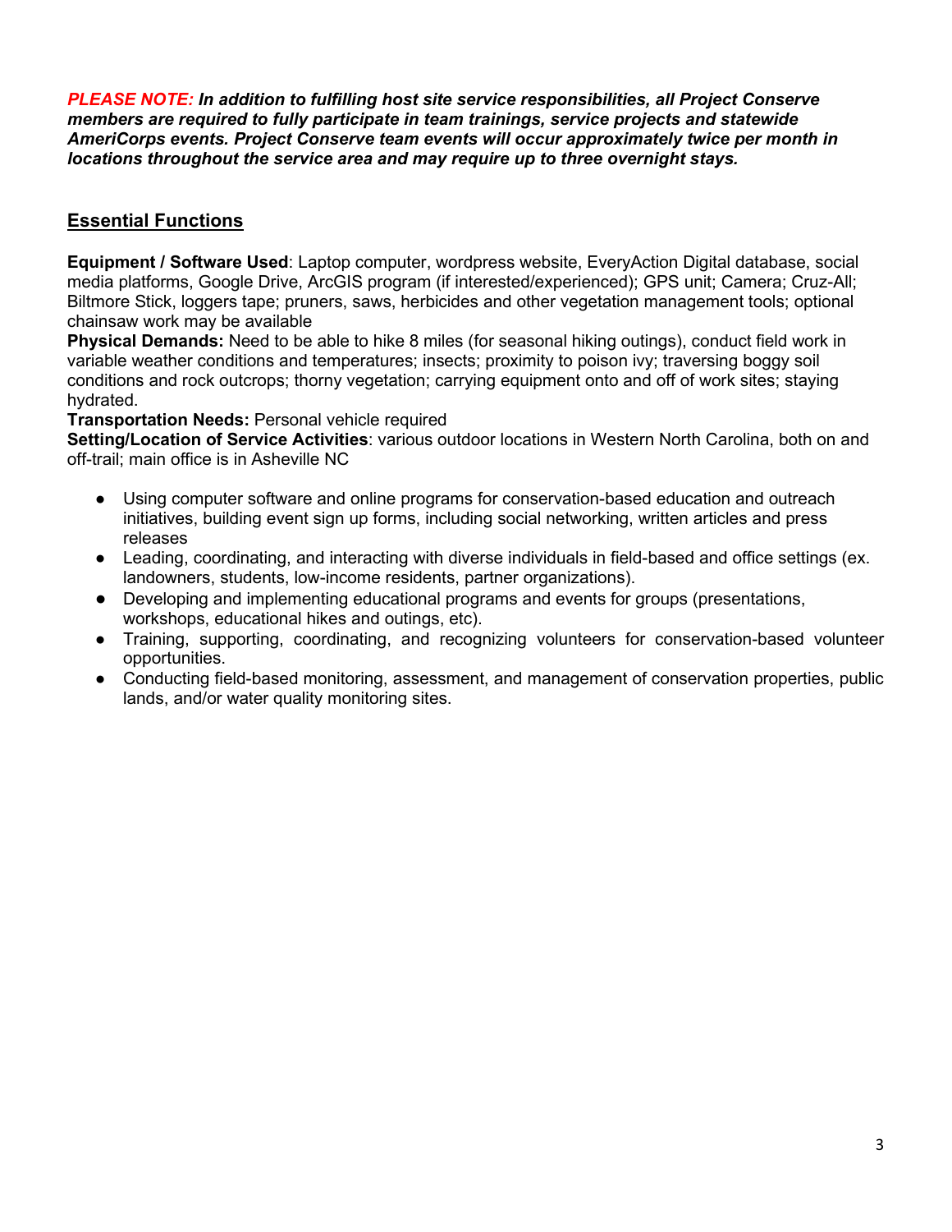***PLEASE NOTE:*** ***In addition to fulfilling host site service responsibilities, all Project Conserve members are required to fully participate in team trainings, service projects and statewide AmeriCorps events. Project Conserve team events will occur approximately twice per month in locations throughout the service area and may require up to three overnight stays.***

## Essential Functions

**Equipment / Software Used**: Laptop computer, wordpress website, EveryAction Digital database, social media platforms, Google Drive, ArcGIS program (if interested/experienced); GPS unit; Camera; Cruz-All; Biltmore Stick, loggers tape; pruners, saws, herbicides and other vegetation management tools; optional chainsaw work may be available

**Physical Demands:** Need to be able to hike 8 miles (for seasonal hiking outings), conduct field work in variable weather conditions and temperatures; insects; proximity to poison ivy; traversing boggy soil conditions and rock outcrops; thorny vegetation; carrying equipment onto and off of work sites; staying hydrated.

**Transportation Needs:** Personal vehicle required

**Setting/Location of Service Activities**: various outdoor locations in Western North Carolina, both on and off-trail; main office is in Asheville NC

- Using computer software and online programs for conservation-based education and outreach initiatives, building event sign up forms, including social networking, written articles and press releases
- Leading, coordinating, and interacting with diverse individuals in field-based and office settings (ex. landowners, students, low-income residents, partner organizations).
- Developing and implementing educational programs and events for groups (presentations, workshops, educational hikes and outings, etc).
- Training, supporting, coordinating, and recognizing volunteers for conservation-based volunteer opportunities.
- Conducting field-based monitoring, assessment, and management of conservation properties, public lands, and/or water quality monitoring sites.